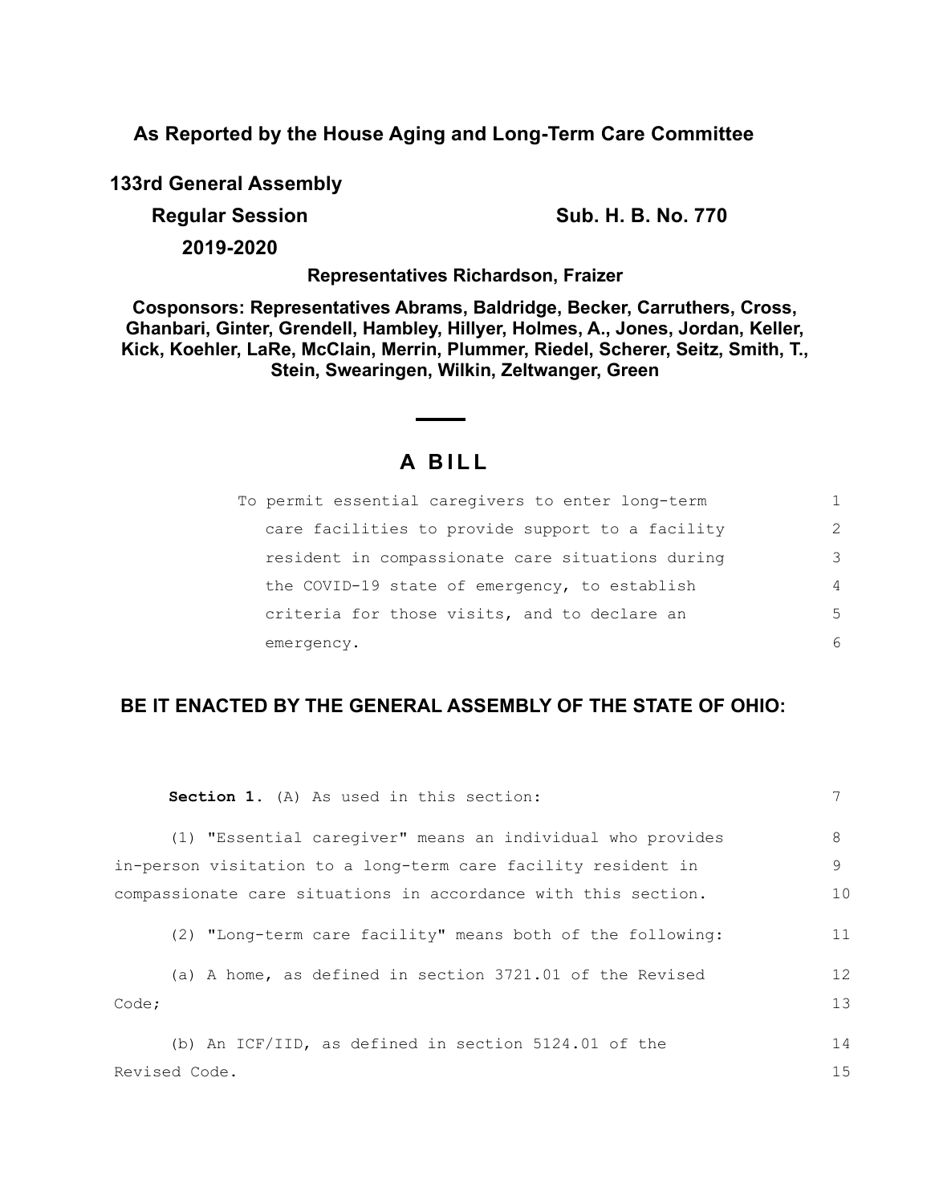**As Reported by the House Aging and Long-Term Care Committee**

**133rd General Assembly**

**Regular Session** **Sub. H. B. No. 770**

**2019-2020**

**Representatives Richardson, Fraizer**

**Cosponsors: Representatives Abrams, Baldridge, Becker, Carruthers, Cross, Ghanbari, Ginter, Grendell, Hambley, Hillyer, Holmes, A., Jones, Jordan, Keller, Kick, Koehler, LaRe, McClain, Merrin, Plummer, Riedel, Scherer, Seitz, Smith, T., Stein, Swearingen, Wilkin, Zeltwanger, Green**

# A BILL

To permit essential caregivers to enter long-term care facilities to provide support to a facility resident in compassionate care situations during the COVID-19 state of emergency, to establish criteria for those visits, and to declare an emergency.

**BE IT ENACTED BY THE GENERAL ASSEMBLY OF THE STATE OF OHIO:**

**Section 1.** (A) As used in this section:

(1) "Essential caregiver" means an individual who provides in-person visitation to a long-term care facility resident in compassionate care situations in accordance with this section.

(2) "Long-term care facility" means both of the following:

(a) A home, as defined in section 3721.01 of the Revised Code;

(b) An ICF/IID, as defined in section 5124.01 of the Revised Code.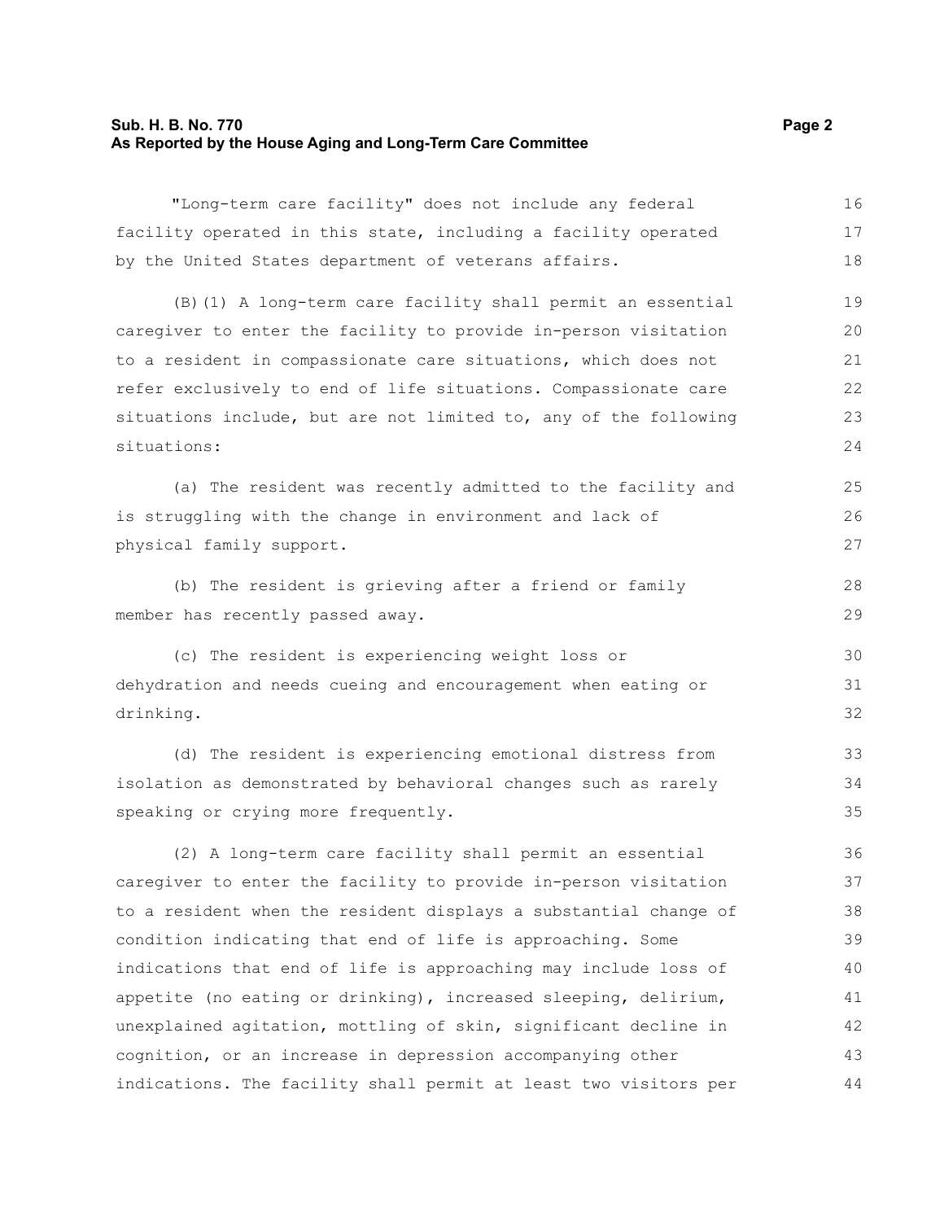"Long-term care facility" does not include any federal facility operated in this state, including a facility operated by the United States department of veterans affairs.

(B)(1) A long-term care facility shall permit an essential caregiver to enter the facility to provide in-person visitation to a resident in compassionate care situations, which does not refer exclusively to end of life situations. Compassionate care situations include, but are not limited to, any of the following situations:

(a) The resident was recently admitted to the facility and is struggling with the change in environment and lack of physical family support.

(b) The resident is grieving after a friend or family member has recently passed away.

(c) The resident is experiencing weight loss or dehydration and needs cueing and encouragement when eating or drinking.

(d) The resident is experiencing emotional distress from isolation as demonstrated by behavioral changes such as rarely speaking or crying more frequently.

(2) A long-term care facility shall permit an essential caregiver to enter the facility to provide in-person visitation to a resident when the resident displays a substantial change of condition indicating that end of life is approaching. Some indications that end of life is approaching may include loss of appetite (no eating or drinking), increased sleeping, delirium, unexplained agitation, mottling of skin, significant decline in cognition, or an increase in depression accompanying other indications. The facility shall permit at least two visitors per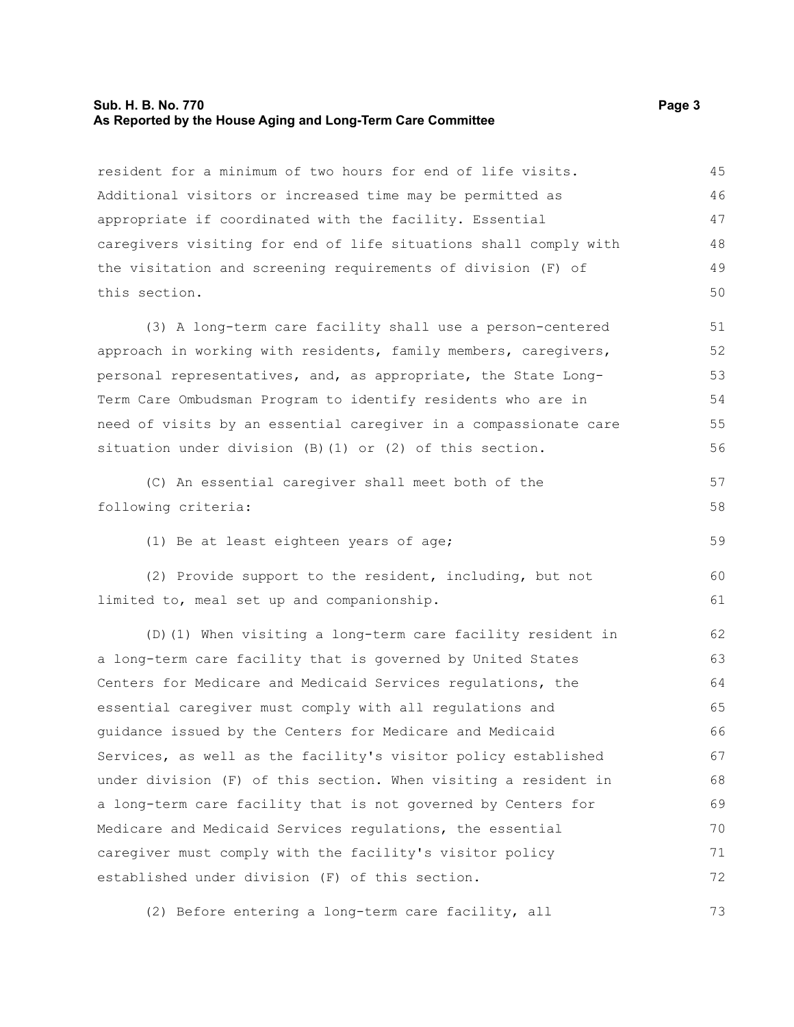resident for a minimum of two hours for end of life visits. Additional visitors or increased time may be permitted as appropriate if coordinated with the facility. Essential caregivers visiting for end of life situations shall comply with the visitation and screening requirements of division (F) of this section.

(3) A long-term care facility shall use a person-centered approach in working with residents, family members, caregivers, personal representatives, and, as appropriate, the State Long-Term Care Ombudsman Program to identify residents who are in need of visits by an essential caregiver in a compassionate care situation under division (B)(1) or (2) of this section.

(C) An essential caregiver shall meet both of the following criteria:

(1) Be at least eighteen years of age;

(2) Provide support to the resident, including, but not limited to, meal set up and companionship.

(D)(1) When visiting a long-term care facility resident in a long-term care facility that is governed by United States Centers for Medicare and Medicaid Services regulations, the essential caregiver must comply with all regulations and guidance issued by the Centers for Medicare and Medicaid Services, as well as the facility's visitor policy established under division (F) of this section. When visiting a resident in a long-term care facility that is not governed by Centers for Medicare and Medicaid Services regulations, the essential caregiver must comply with the facility's visitor policy established under division (F) of this section.

(2) Before entering a long-term care facility, all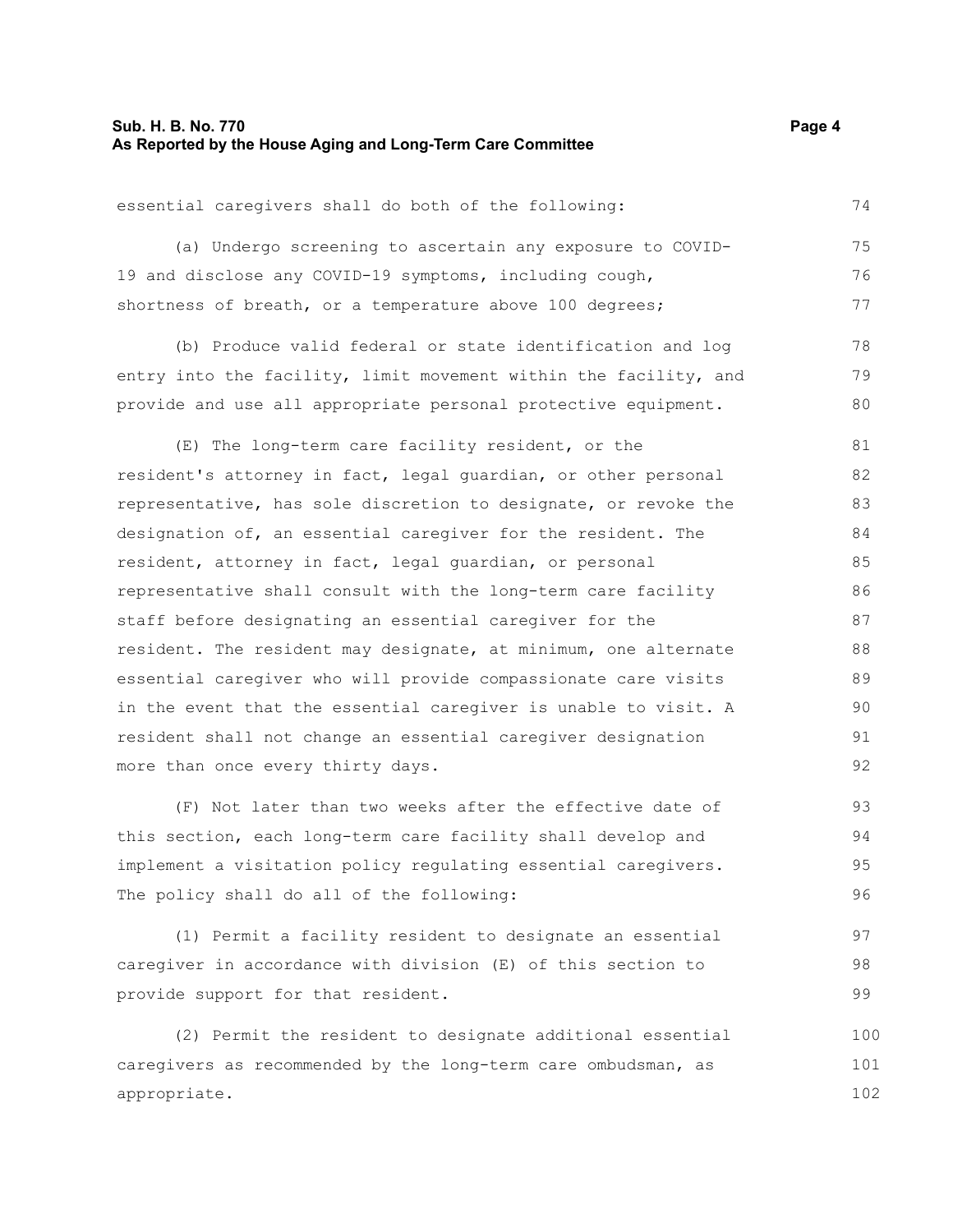essential caregivers shall do both of the following:

(a) Undergo screening to ascertain any exposure to COVID-19 and disclose any COVID-19 symptoms, including cough, shortness of breath, or a temperature above 100 degrees;

(b) Produce valid federal or state identification and log entry into the facility, limit movement within the facility, and provide and use all appropriate personal protective equipment.

(E) The long-term care facility resident, or the resident's attorney in fact, legal guardian, or other personal representative, has sole discretion to designate, or revoke the designation of, an essential caregiver for the resident. The resident, attorney in fact, legal guardian, or personal representative shall consult with the long-term care facility staff before designating an essential caregiver for the resident. The resident may designate, at minimum, one alternate essential caregiver who will provide compassionate care visits in the event that the essential caregiver is unable to visit. A resident shall not change an essential caregiver designation more than once every thirty days.

(F) Not later than two weeks after the effective date of this section, each long-term care facility shall develop and implement a visitation policy regulating essential caregivers. The policy shall do all of the following:

(1) Permit a facility resident to designate an essential caregiver in accordance with division (E) of this section to provide support for that resident.

(2) Permit the resident to designate additional essential caregivers as recommended by the long-term care ombudsman, as appropriate.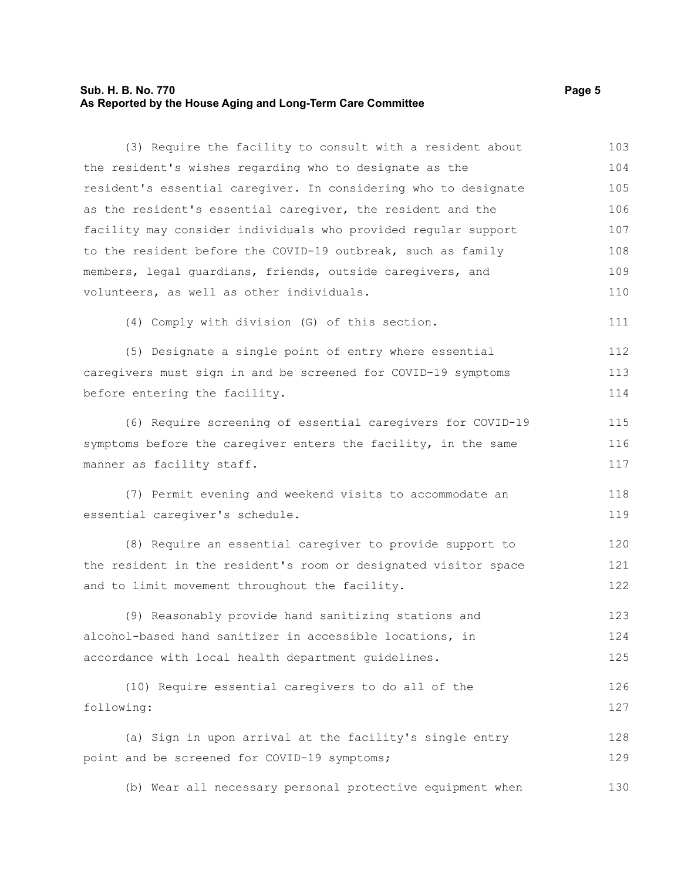(3) Require the facility to consult with a resident about the resident's wishes regarding who to designate as the resident's essential caregiver. In considering who to designate as the resident's essential caregiver, the resident and the facility may consider individuals who provided regular support to the resident before the COVID-19 outbreak, such as family members, legal guardians, friends, outside caregivers, and volunteers, as well as other individuals.

(4) Comply with division (G) of this section.

(5) Designate a single point of entry where essential caregivers must sign in and be screened for COVID-19 symptoms before entering the facility.

(6) Require screening of essential caregivers for COVID-19 symptoms before the caregiver enters the facility, in the same manner as facility staff.

(7) Permit evening and weekend visits to accommodate an essential caregiver's schedule.

(8) Require an essential caregiver to provide support to the resident in the resident's room or designated visitor space and to limit movement throughout the facility.

(9) Reasonably provide hand sanitizing stations and alcohol-based hand sanitizer in accessible locations, in accordance with local health department guidelines.

(10) Require essential caregivers to do all of the following:

(a) Sign in upon arrival at the facility's single entry point and be screened for COVID-19 symptoms;

(b) Wear all necessary personal protective equipment when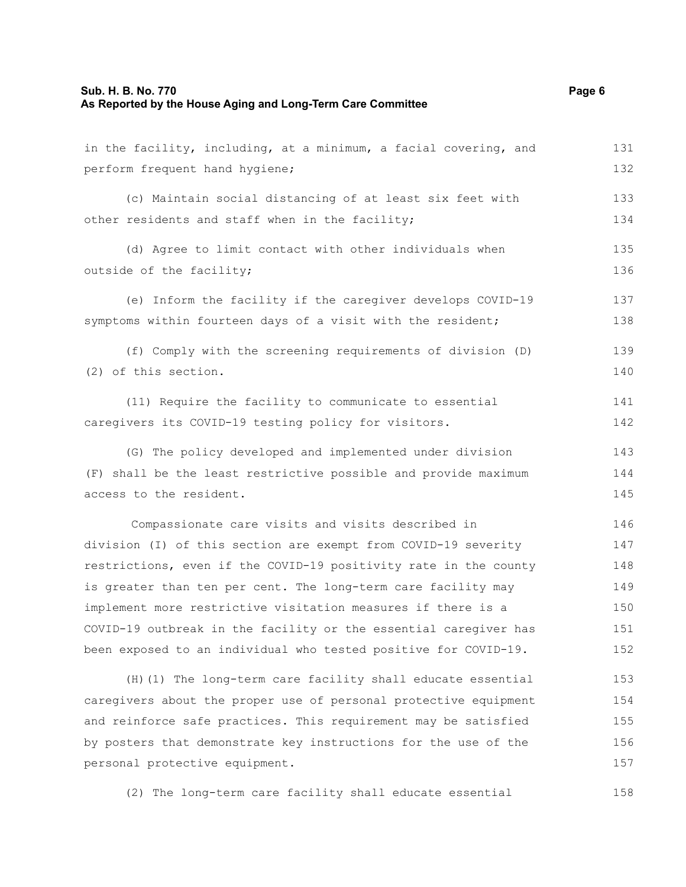in the facility, including, at a minimum, a facial covering, and perform frequent hand hygiene;

(c) Maintain social distancing of at least six feet with other residents and staff when in the facility;

(d) Agree to limit contact with other individuals when outside of the facility;

(e) Inform the facility if the caregiver develops COVID-19 symptoms within fourteen days of a visit with the resident;

(f) Comply with the screening requirements of division (D)(2) of this section.

(11) Require the facility to communicate to essential caregivers its COVID-19 testing policy for visitors.

(G) The policy developed and implemented under division (F) shall be the least restrictive possible and provide maximum access to the resident.

Compassionate care visits and visits described in division (I) of this section are exempt from COVID-19 severity restrictions, even if the COVID-19 positivity rate in the county is greater than ten per cent. The long-term care facility may implement more restrictive visitation measures if there is a COVID-19 outbreak in the facility or the essential caregiver has been exposed to an individual who tested positive for COVID-19.

(H)(1) The long-term care facility shall educate essential caregivers about the proper use of personal protective equipment and reinforce safe practices. This requirement may be satisfied by posters that demonstrate key instructions for the use of the personal protective equipment.

(2) The long-term care facility shall educate essential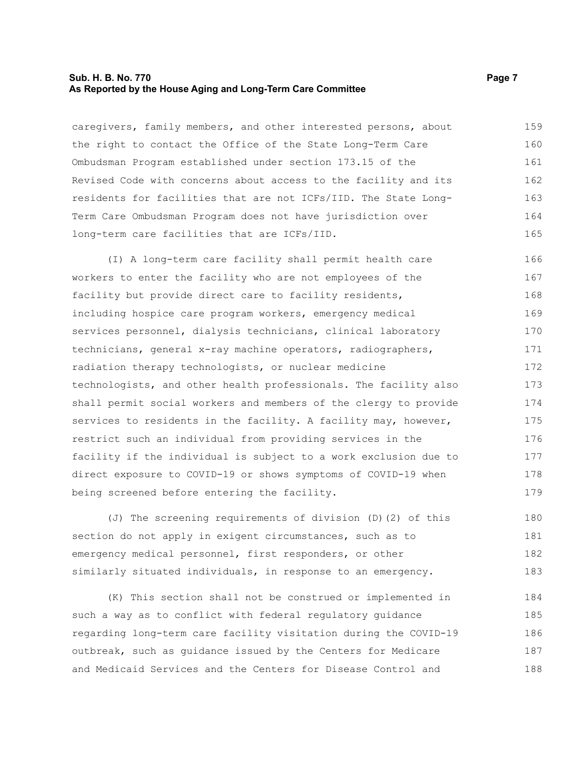caregivers, family members, and other interested persons, about the right to contact the Office of the State Long-Term Care Ombudsman Program established under section 173.15 of the Revised Code with concerns about access to the facility and its residents for facilities that are not ICFs/IID. The State Long-Term Care Ombudsman Program does not have jurisdiction over long-term care facilities that are ICFs/IID.

(I) A long-term care facility shall permit health care workers to enter the facility who are not employees of the facility but provide direct care to facility residents, including hospice care program workers, emergency medical services personnel, dialysis technicians, clinical laboratory technicians, general x-ray machine operators, radiographers, radiation therapy technologists, or nuclear medicine technologists, and other health professionals. The facility also shall permit social workers and members of the clergy to provide services to residents in the facility. A facility may, however, restrict such an individual from providing services in the facility if the individual is subject to a work exclusion due to direct exposure to COVID-19 or shows symptoms of COVID-19 when being screened before entering the facility.

(J) The screening requirements of division (D)(2) of this section do not apply in exigent circumstances, such as to emergency medical personnel, first responders, or other similarly situated individuals, in response to an emergency.

(K) This section shall not be construed or implemented in such a way as to conflict with federal regulatory guidance regarding long-term care facility visitation during the COVID-19 outbreak, such as guidance issued by the Centers for Medicare and Medicaid Services and the Centers for Disease Control and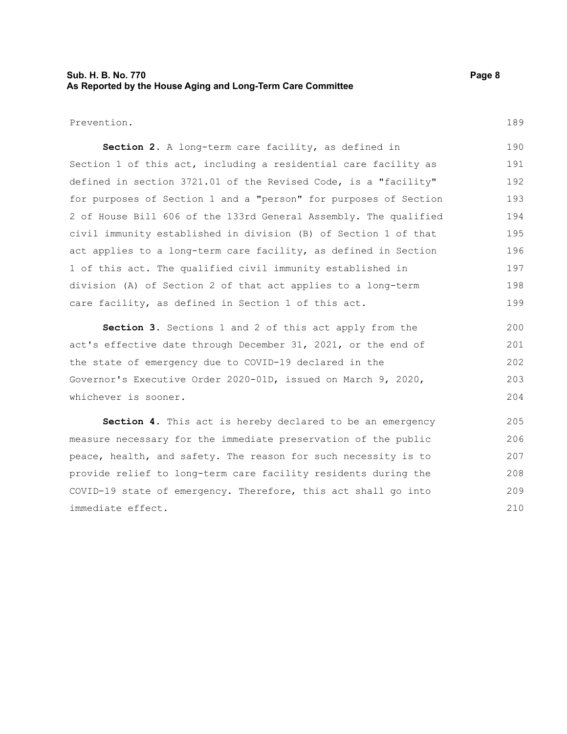Prevention.

**Section 2.** A long-term care facility, as defined in Section 1 of this act, including a residential care facility as defined in section 3721.01 of the Revised Code, is a "facility" for purposes of Section 1 and a "person" for purposes of Section 2 of House Bill 606 of the 133rd General Assembly. The qualified civil immunity established in division (B) of Section 1 of that act applies to a long-term care facility, as defined in Section 1 of this act. The qualified civil immunity established in division (A) of Section 2 of that act applies to a long-term care facility, as defined in Section 1 of this act.

**Section 3.** Sections 1 and 2 of this act apply from the act's effective date through December 31, 2021, or the end of the state of emergency due to COVID-19 declared in the Governor's Executive Order 2020-01D, issued on March 9, 2020, whichever is sooner.

**Section 4.** This act is hereby declared to be an emergency measure necessary for the immediate preservation of the public peace, health, and safety. The reason for such necessity is to provide relief to long-term care facility residents during the COVID-19 state of emergency. Therefore, this act shall go into immediate effect.